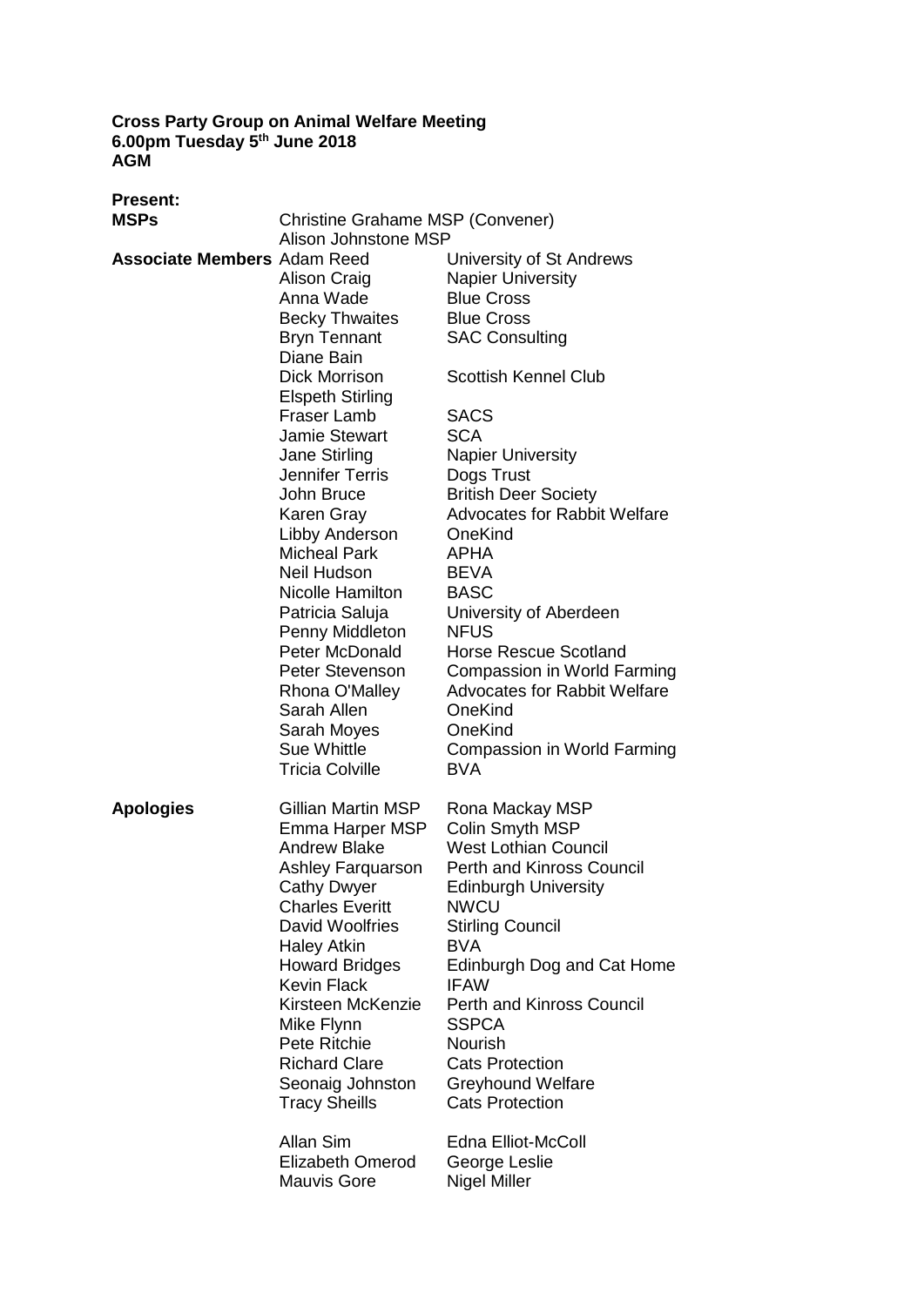**Cross Party Group on Animal Welfare Meeting**
**6.00pm Tuesday 5th June 2018**
**AGM**

**Present:**

| | | |
|---|---|---|
| **MSPs** | Christine Grahame MSP (Convener) | |
| | Alison Johnstone MSP | |
| **Associate Members** | Adam Reed | University of St Andrews |
| | Alison Craig | Napier University |
| | Anna Wade | Blue Cross |
| | Becky Thwaites | Blue Cross |
| | Bryn Tennant | SAC Consulting |
| | Diane Bain | |
| | Dick Morrison | Scottish Kennel Club |
| | Elspeth Stirling | |
| | Fraser Lamb | SACS |
| | Jamie Stewart | SCA |
| | Jane Stirling | Napier University |
| | Jennifer Terris | Dogs Trust |
| | John Bruce | British Deer Society |
| | Karen Gray | Advocates for Rabbit Welfare |
| | Libby Anderson | OneKind |
| | Micheal Park | APHA |
| | Neil Hudson | BEVA |
| | Nicolle Hamilton | BASC |
| | Patricia Saluja | University of Aberdeen |
| | Penny Middleton | NFUS |
| | Peter McDonald | Horse Rescue Scotland |
| | Peter Stevenson | Compassion in World Farming |
| | Rhona O'Malley | Advocates for Rabbit Welfare |
| | Sarah Allen | OneKind |
| | Sarah Moyes | OneKind |
| | Sue Whittle | Compassion in World Farming |
| | Tricia Colville | BVA |

| | | |
|---|---|---|
| **Apologies** | Gillian Martin MSP | Rona Mackay MSP |
| | Emma Harper MSP | Colin Smyth MSP |
| | Andrew Blake | West Lothian Council |
| | Ashley Farquarson | Perth and Kinross Council |
| | Cathy Dwyer | Edinburgh University |
| | Charles Everitt | NWCU |
| | David Woolfries | Stirling Council |
| | Haley Atkin | BVA |
| | Howard Bridges | Edinburgh Dog and Cat Home |
| | Kevin Flack | IFAW |
| | Kirsteen McKenzie | Perth and Kinross Council |
| | Mike Flynn | SSPCA |
| | Pete Ritchie | Nourish |
| | Richard Clare | Cats Protection |
| | Seonaig Johnston | Greyhound Welfare |
| | Tracy Sheills | Cats Protection |
| | | |
| | Allan Sim | Edna Elliot-McColl |
| | Elizabeth Omerod | George Leslie |
| | Mauvis Gore | Nigel Miller |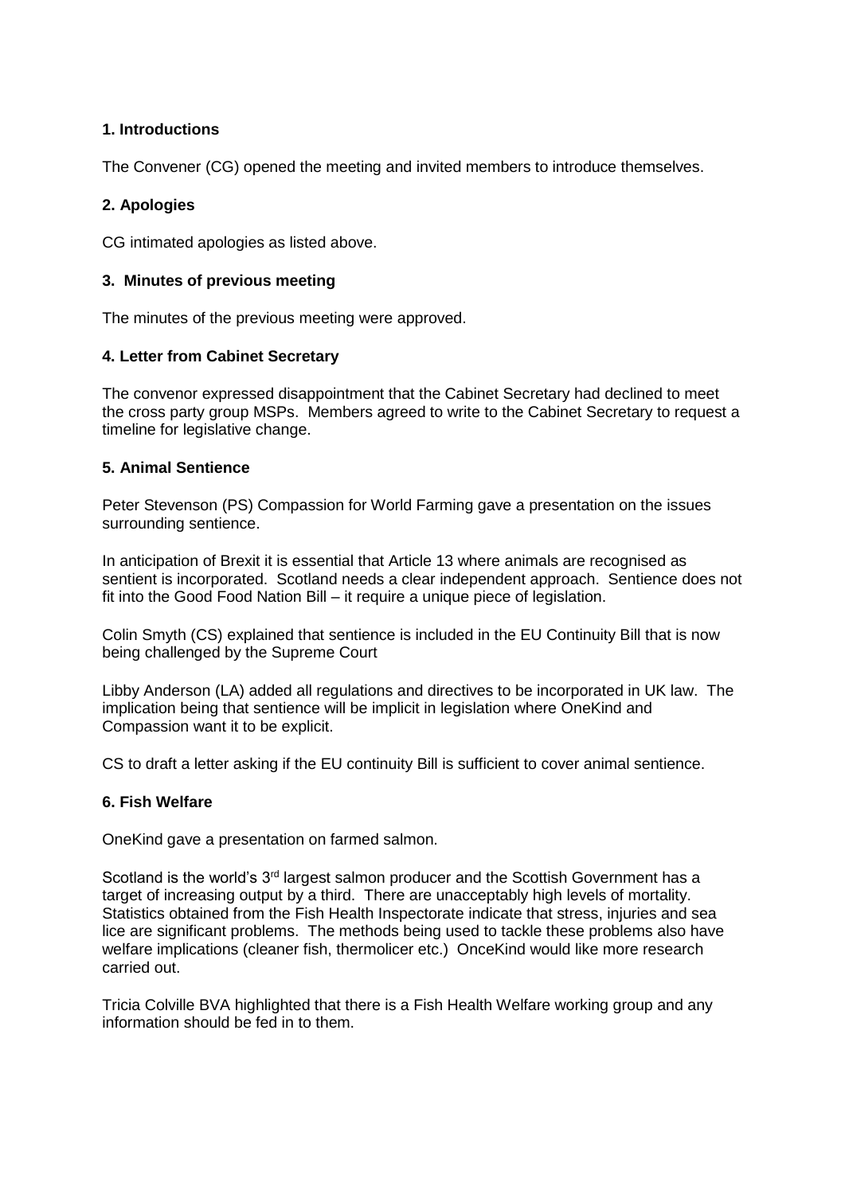## 1. Introductions

The Convener (CG) opened the meeting and invited members to introduce themselves.

## 2. Apologies

CG intimated apologies as listed above.

## 3. Minutes of previous meeting

The minutes of the previous meeting were approved.

## 4. Letter from Cabinet Secretary

The convenor expressed disappointment that the Cabinet Secretary had declined to meet the cross party group MSPs. Members agreed to write to the Cabinet Secretary to request a timeline for legislative change.

## 5. Animal Sentience

Peter Stevenson (PS) Compassion for World Farming gave a presentation on the issues surrounding sentience.

In anticipation of Brexit it is essential that Article 13 where animals are recognised as sentient is incorporated. Scotland needs a clear independent approach. Sentience does not fit into the Good Food Nation Bill – it require a unique piece of legislation.

Colin Smyth (CS) explained that sentience is included in the EU Continuity Bill that is now being challenged by the Supreme Court

Libby Anderson (LA) added all regulations and directives to be incorporated in UK law. The implication being that sentience will be implicit in legislation where OneKind and Compassion want it to be explicit.

CS to draft a letter asking if the EU continuity Bill is sufficient to cover animal sentience.

## 6. Fish Welfare

OneKind gave a presentation on farmed salmon.

Scotland is the world's 3rd largest salmon producer and the Scottish Government has a target of increasing output by a third. There are unacceptably high levels of mortality. Statistics obtained from the Fish Health Inspectorate indicate that stress, injuries and sea lice are significant problems. The methods being used to tackle these problems also have welfare implications (cleaner fish, thermolicer etc.) OnceKind would like more research carried out.

Tricia Colville BVA highlighted that there is a Fish Health Welfare working group and any information should be fed in to them.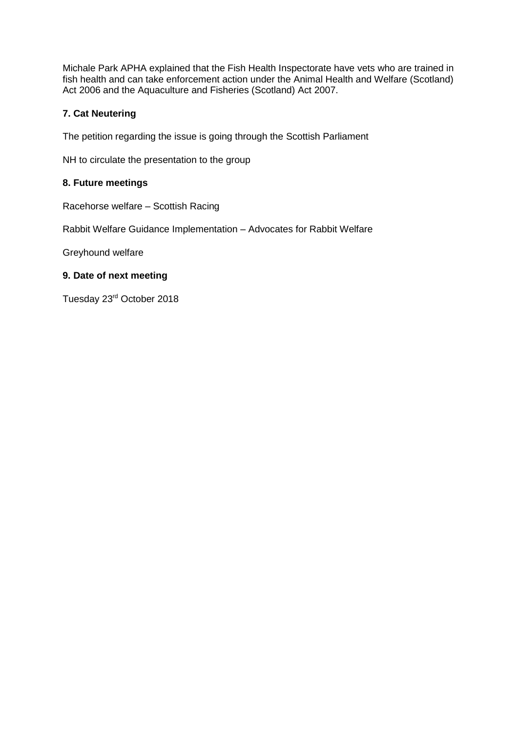Michale Park APHA explained that the Fish Health Inspectorate have vets who are trained in fish health and can take enforcement action under the Animal Health and Welfare (Scotland) Act 2006 and the Aquaculture and Fisheries (Scotland) Act 2007.

### 7. Cat Neutering

The petition regarding the issue is going through the Scottish Parliament

NH to circulate the presentation to the group

### 8. Future meetings

Racehorse welfare – Scottish Racing

Rabbit Welfare Guidance Implementation – Advocates for Rabbit Welfare

Greyhound welfare

### 9. Date of next meeting

Tuesday 23rd October 2018